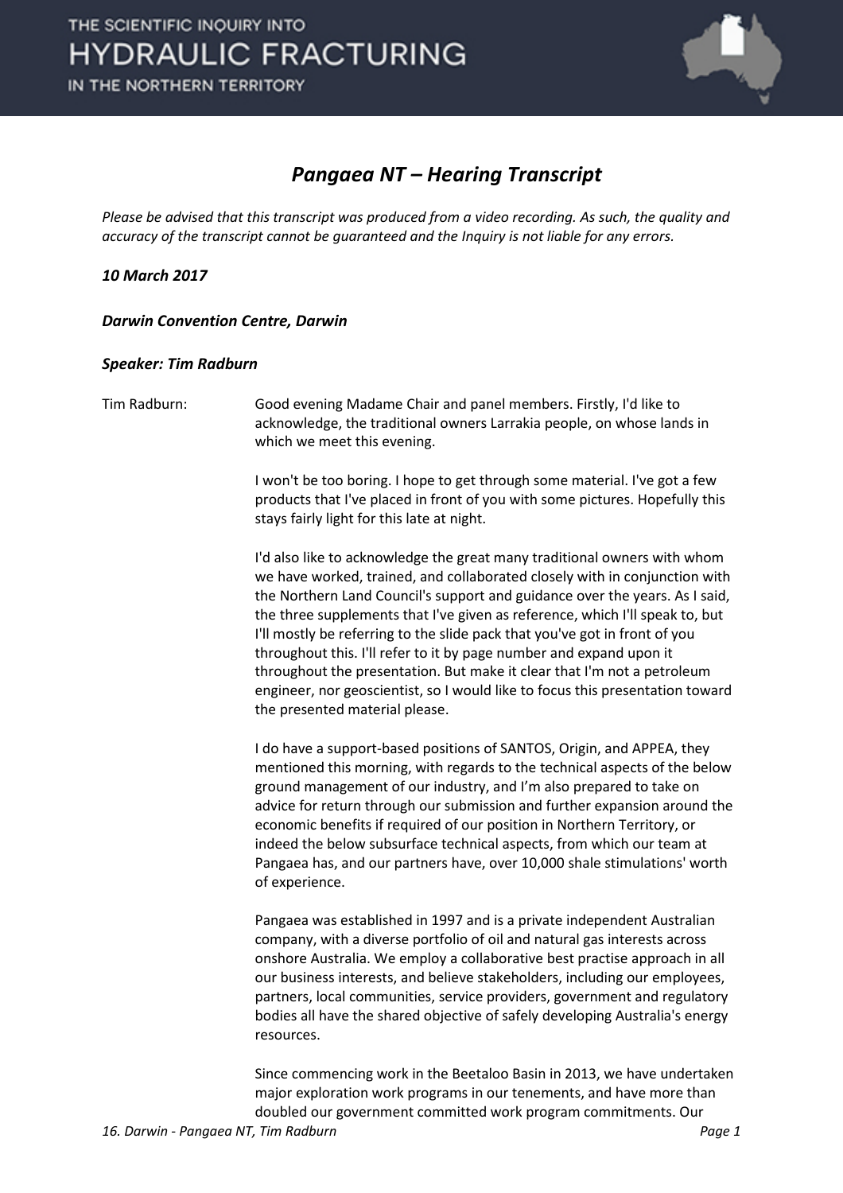# *Pangaea NT – Hearing Transcript*

*Please be advised that this transcript was produced from a video recording. As such, the quality and accuracy of the transcript cannot be guaranteed and the Inquiry is not liable for any errors.*

***10 March 2017***

***Darwin Convention Centre, Darwin***

***Speaker: Tim Radburn***

Tim Radburn: Good evening Madame Chair and panel members. Firstly, I'd like to acknowledge, the traditional owners Larrakia people, on whose lands in which we meet this evening.

I won't be too boring. I hope to get through some material. I've got a few products that I've placed in front of you with some pictures. Hopefully this stays fairly light for this late at night.

I'd also like to acknowledge the great many traditional owners with whom we have worked, trained, and collaborated closely with in conjunction with the Northern Land Council's support and guidance over the years. As I said, the three supplements that I've given as reference, which I'll speak to, but I'll mostly be referring to the slide pack that you've got in front of you throughout this. I'll refer to it by page number and expand upon it throughout the presentation. But make it clear that I'm not a petroleum engineer, nor geoscientist, so I would like to focus this presentation toward the presented material please.

I do have a support-based positions of SANTOS, Origin, and APPEA, they mentioned this morning, with regards to the technical aspects of the below ground management of our industry, and I'm also prepared to take on advice for return through our submission and further expansion around the economic benefits if required of our position in Northern Territory, or indeed the below subsurface technical aspects, from which our team at Pangaea has, and our partners have, over 10,000 shale stimulations' worth of experience.

Pangaea was established in 1997 and is a private independent Australian company, with a diverse portfolio of oil and natural gas interests across onshore Australia. We employ a collaborative best practise approach in all our business interests, and believe stakeholders, including our employees, partners, local communities, service providers, government and regulatory bodies all have the shared objective of safely developing Australia's energy resources.

Since commencing work in the Beetaloo Basin in 2013, we have undertaken major exploration work programs in our tenements, and have more than doubled our government committed work program commitments. Our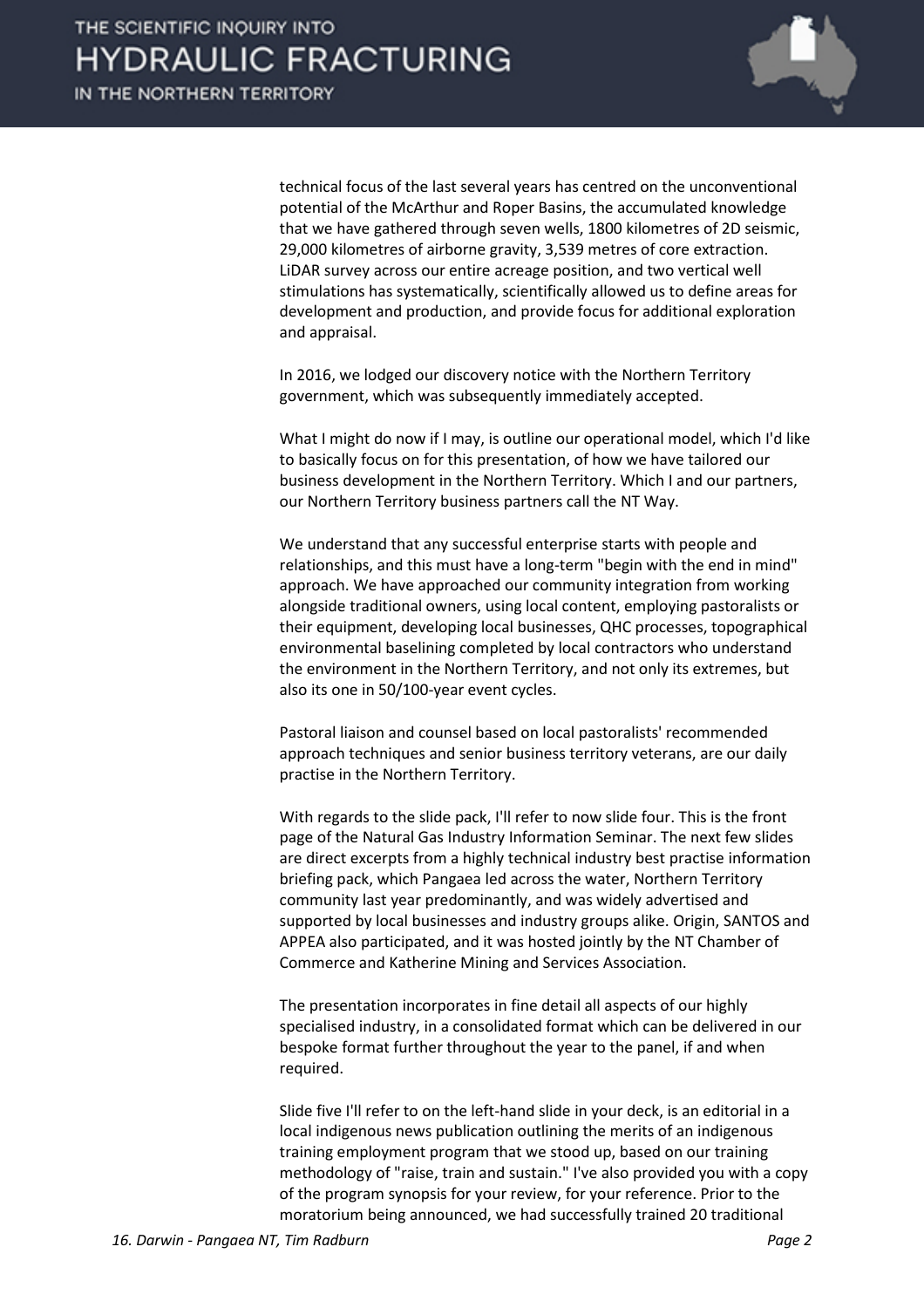technical focus of the last several years has centred on the unconventional potential of the McArthur and Roper Basins, the accumulated knowledge that we have gathered through seven wells, 1800 kilometres of 2D seismic, 29,000 kilometres of airborne gravity, 3,539 metres of core extraction. LiDAR survey across our entire acreage position, and two vertical well stimulations has systematically, scientifically allowed us to define areas for development and production, and provide focus for additional exploration and appraisal.

In 2016, we lodged our discovery notice with the Northern Territory government, which was subsequently immediately accepted.

What I might do now if I may, is outline our operational model, which I'd like to basically focus on for this presentation, of how we have tailored our business development in the Northern Territory. Which I and our partners, our Northern Territory business partners call the NT Way.

We understand that any successful enterprise starts with people and relationships, and this must have a long-term "begin with the end in mind" approach. We have approached our community integration from working alongside traditional owners, using local content, employing pastoralists or their equipment, developing local businesses, QHC processes, topographical environmental baselining completed by local contractors who understand the environment in the Northern Territory, and not only its extremes, but also its one in 50/100-year event cycles.

Pastoral liaison and counsel based on local pastoralists' recommended approach techniques and senior business territory veterans, are our daily practise in the Northern Territory.

With regards to the slide pack, I'll refer to now slide four. This is the front page of the Natural Gas Industry Information Seminar. The next few slides are direct excerpts from a highly technical industry best practise information briefing pack, which Pangaea led across the water, Northern Territory community last year predominantly, and was widely advertised and supported by local businesses and industry groups alike. Origin, SANTOS and APPEA also participated, and it was hosted jointly by the NT Chamber of Commerce and Katherine Mining and Services Association.

The presentation incorporates in fine detail all aspects of our highly specialised industry, in a consolidated format which can be delivered in our bespoke format further throughout the year to the panel, if and when required.

Slide five I'll refer to on the left-hand slide in your deck, is an editorial in a local indigenous news publication outlining the merits of an indigenous training employment program that we stood up, based on our training methodology of "raise, train and sustain." I've also provided you with a copy of the program synopsis for your review, for your reference. Prior to the moratorium being announced, we had successfully trained 20 traditional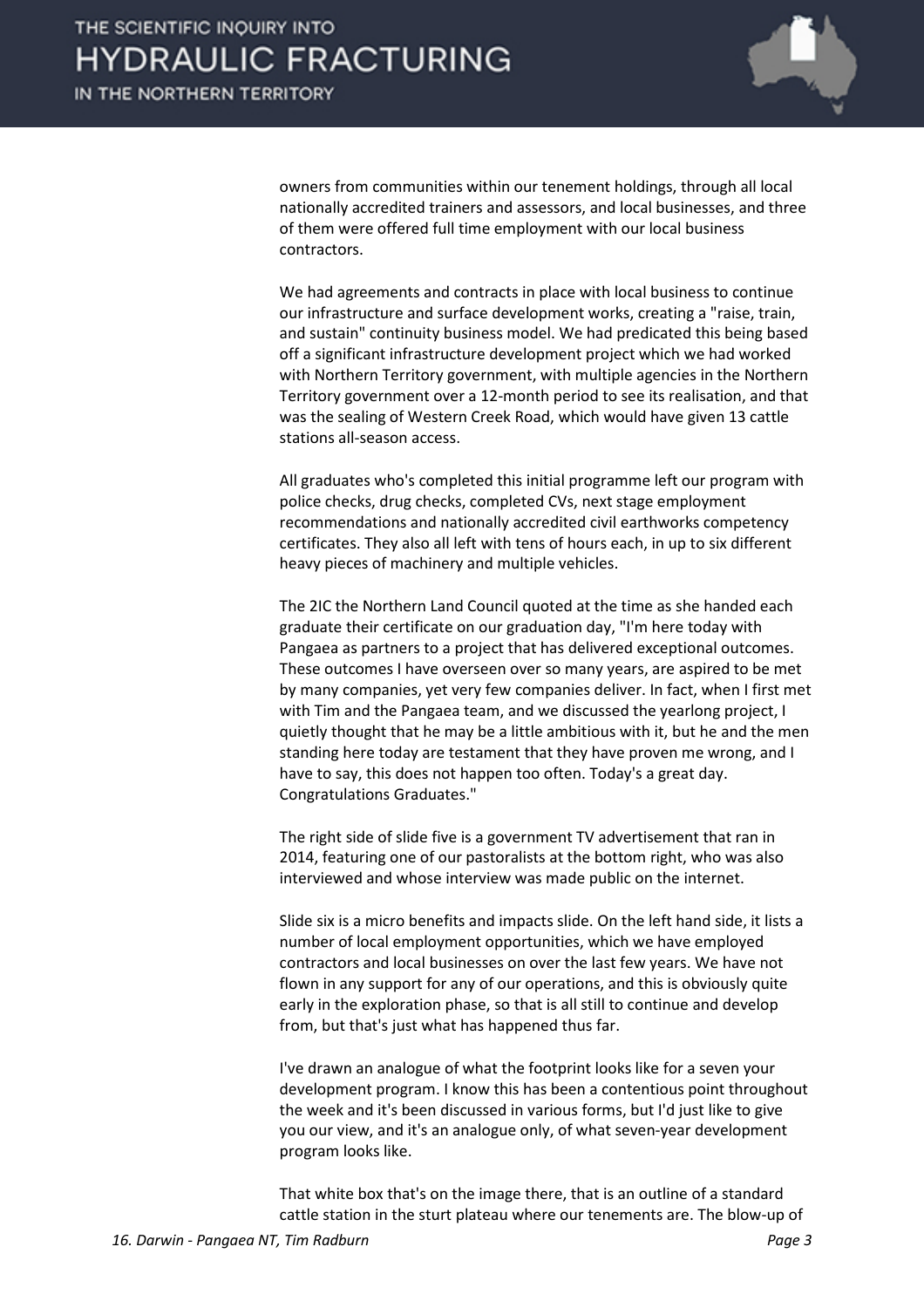owners from communities within our tenement holdings, through all local nationally accredited trainers and assessors, and local businesses, and three of them were offered full time employment with our local business contractors.

We had agreements and contracts in place with local business to continue our infrastructure and surface development works, creating a "raise, train, and sustain" continuity business model. We had predicated this being based off a significant infrastructure development project which we had worked with Northern Territory government, with multiple agencies in the Northern Territory government over a 12-month period to see its realisation, and that was the sealing of Western Creek Road, which would have given 13 cattle stations all-season access.

All graduates who's completed this initial programme left our program with police checks, drug checks, completed CVs, next stage employment recommendations and nationally accredited civil earthworks competency certificates. They also all left with tens of hours each, in up to six different heavy pieces of machinery and multiple vehicles.

The 2IC the Northern Land Council quoted at the time as she handed each graduate their certificate on our graduation day, "I'm here today with Pangaea as partners to a project that has delivered exceptional outcomes. These outcomes I have overseen over so many years, are aspired to be met by many companies, yet very few companies deliver. In fact, when I first met with Tim and the Pangaea team, and we discussed the yearlong project, I quietly thought that he may be a little ambitious with it, but he and the men standing here today are testament that they have proven me wrong, and I have to say, this does not happen too often. Today's a great day. Congratulations Graduates."

The right side of slide five is a government TV advertisement that ran in 2014, featuring one of our pastoralists at the bottom right, who was also interviewed and whose interview was made public on the internet.

Slide six is a micro benefits and impacts slide. On the left hand side, it lists a number of local employment opportunities, which we have employed contractors and local businesses on over the last few years. We have not flown in any support for any of our operations, and this is obviously quite early in the exploration phase, so that is all still to continue and develop from, but that's just what has happened thus far.

I've drawn an analogue of what the footprint looks like for a seven your development program. I know this has been a contentious point throughout the week and it's been discussed in various forms, but I'd just like to give you our view, and it's an analogue only, of what seven-year development program looks like.

That white box that's on the image there, that is an outline of a standard cattle station in the sturt plateau where our tenements are. The blow-up of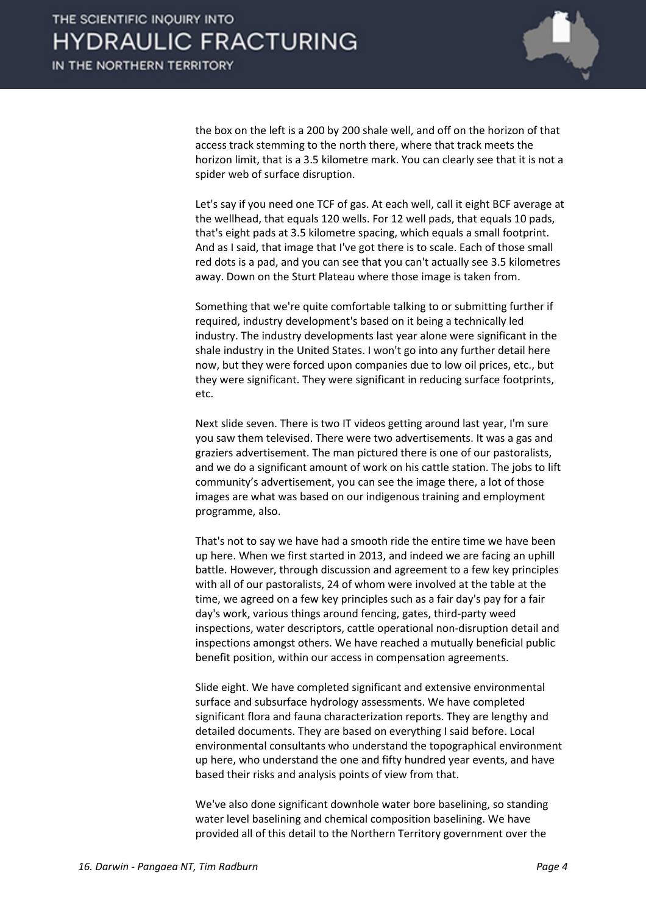the box on the left is a 200 by 200 shale well, and off on the horizon of that access track stemming to the north there, where that track meets the horizon limit, that is a 3.5 kilometre mark. You can clearly see that it is not a spider web of surface disruption.

Let's say if you need one TCF of gas. At each well, call it eight BCF average at the wellhead, that equals 120 wells. For 12 well pads, that equals 10 pads, that's eight pads at 3.5 kilometre spacing, which equals a small footprint. And as I said, that image that I've got there is to scale. Each of those small red dots is a pad, and you can see that you can't actually see 3.5 kilometres away. Down on the Sturt Plateau where those image is taken from.

Something that we're quite comfortable talking to or submitting further if required, industry development's based on it being a technically led industry. The industry developments last year alone were significant in the shale industry in the United States. I won't go into any further detail here now, but they were forced upon companies due to low oil prices, etc., but they were significant. They were significant in reducing surface footprints, etc.

Next slide seven. There is two IT videos getting around last year, I'm sure you saw them televised. There were two advertisements. It was a gas and graziers advertisement. The man pictured there is one of our pastoralists, and we do a significant amount of work on his cattle station. The jobs to lift community's advertisement, you can see the image there, a lot of those images are what was based on our indigenous training and employment programme, also.

That's not to say we have had a smooth ride the entire time we have been up here. When we first started in 2013, and indeed we are facing an uphill battle. However, through discussion and agreement to a few key principles with all of our pastoralists, 24 of whom were involved at the table at the time, we agreed on a few key principles such as a fair day's pay for a fair day's work, various things around fencing, gates, third-party weed inspections, water descriptors, cattle operational non-disruption detail and inspections amongst others. We have reached a mutually beneficial public benefit position, within our access in compensation agreements.

Slide eight. We have completed significant and extensive environmental surface and subsurface hydrology assessments. We have completed significant flora and fauna characterization reports. They are lengthy and detailed documents. They are based on everything I said before. Local environmental consultants who understand the topographical environment up here, who understand the one and fifty hundred year events, and have based their risks and analysis points of view from that.

We've also done significant downhole water bore baselining, so standing water level baselining and chemical composition baselining. We have provided all of this detail to the Northern Territory government over the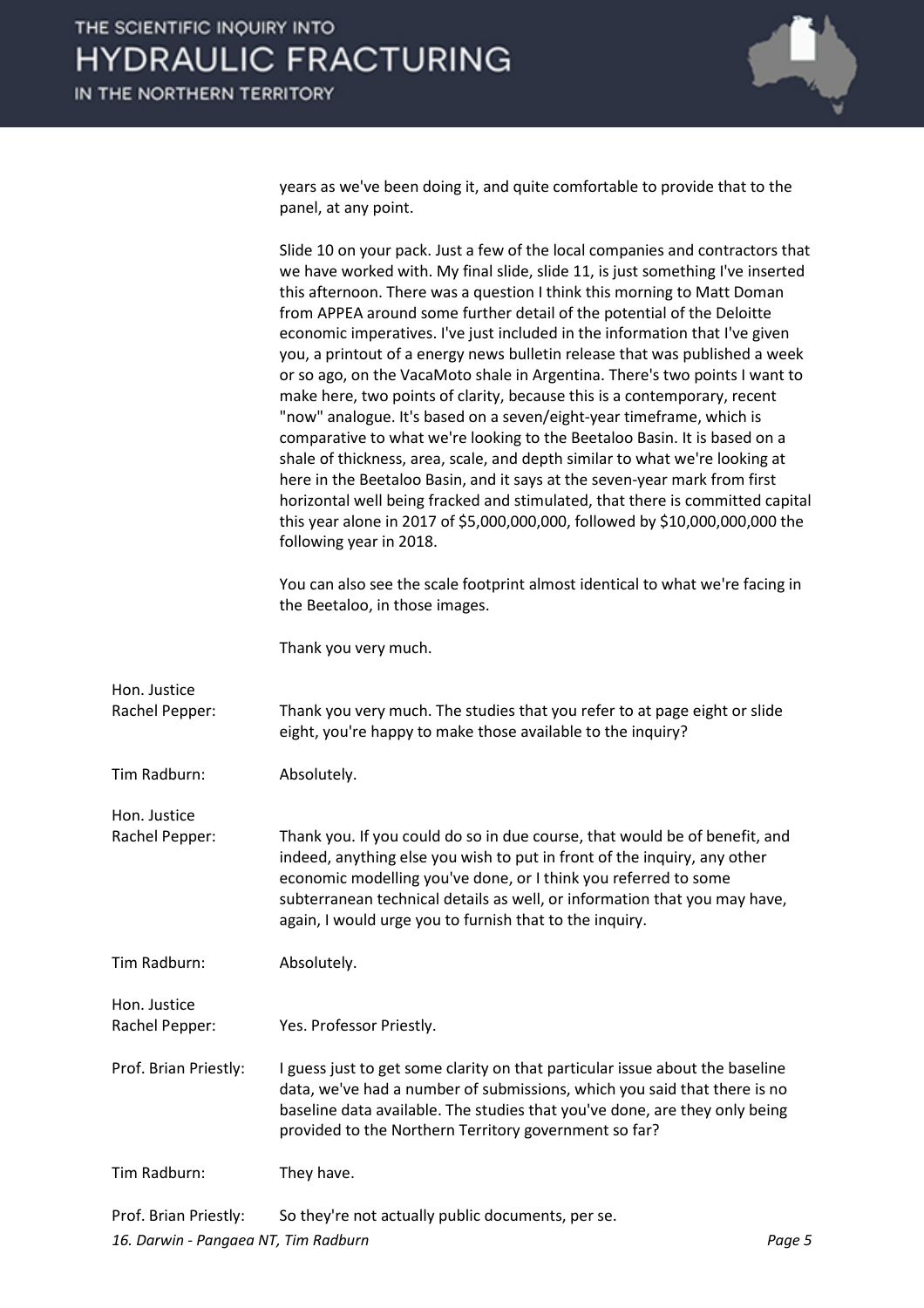years as we've been doing it, and quite comfortable to provide that to the panel, at any point.

Slide 10 on your pack. Just a few of the local companies and contractors that we have worked with. My final slide, slide 11, is just something I've inserted this afternoon. There was a question I think this morning to Matt Doman from APPEA around some further detail of the potential of the Deloitte economic imperatives. I've just included in the information that I've given you, a printout of a energy news bulletin release that was published a week or so ago, on the VacaMoto shale in Argentina. There's two points I want to make here, two points of clarity, because this is a contemporary, recent "now" analogue. It's based on a seven/eight-year timeframe, which is comparative to what we're looking to the Beetaloo Basin. It is based on a shale of thickness, area, scale, and depth similar to what we're looking at here in the Beetaloo Basin, and it says at the seven-year mark from first horizontal well being fracked and stimulated, that there is committed capital this year alone in 2017 of $5,000,000,000, followed by $10,000,000,000 the following year in 2018.

You can also see the scale footprint almost identical to what we're facing in the Beetaloo, in those images.

Thank you very much.

**Hon. Justice Rachel Pepper:** Thank you very much. The studies that you refer to at page eight or slide eight, you're happy to make those available to the inquiry?

**Tim Radburn:** Absolutely.

**Hon. Justice Rachel Pepper:** Thank you. If you could do so in due course, that would be of benefit, and indeed, anything else you wish to put in front of the inquiry, any other economic modelling you've done, or I think you referred to some subterranean technical details as well, or information that you may have, again, I would urge you to furnish that to the inquiry.

**Tim Radburn:** Absolutely.

**Hon. Justice Rachel Pepper:** Yes. Professor Priestly.

**Prof. Brian Priestly:** I guess just to get some clarity on that particular issue about the baseline data, we've had a number of submissions, which you said that there is no baseline data available. The studies that you've done, are they only being provided to the Northern Territory government so far?

**Tim Radburn:** They have.

**Prof. Brian Priestly:** So they're not actually public documents, per se.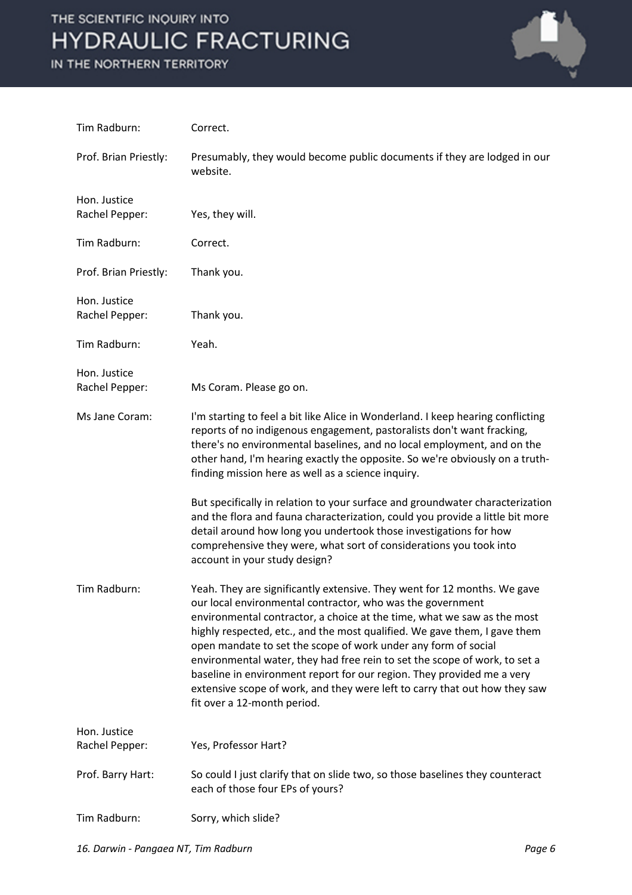Tim Radburn: Correct.

Prof. Brian Priestly: Presumably, they would become public documents if they are lodged in our website.

Hon. Justice Rachel Pepper: Yes, they will.

Tim Radburn: Correct.

Prof. Brian Priestly: Thank you.

Hon. Justice Rachel Pepper: Thank you.

Tim Radburn: Yeah.

Hon. Justice Rachel Pepper: Ms Coram. Please go on.

Ms Jane Coram: I'm starting to feel a bit like Alice in Wonderland. I keep hearing conflicting reports of no indigenous engagement, pastoralists don't want fracking, there's no environmental baselines, and no local employment, and on the other hand, I'm hearing exactly the opposite. So we're obviously on a truth-finding mission here as well as a science inquiry.

But specifically in relation to your surface and groundwater characterization and the flora and fauna characterization, could you provide a little bit more detail around how long you undertook those investigations for how comprehensive they were, what sort of considerations you took into account in your study design?

Tim Radburn: Yeah. They are significantly extensive. They went for 12 months. We gave our local environmental contractor, who was the government environmental contractor, a choice at the time, what we saw as the most highly respected, etc., and the most qualified. We gave them, I gave them open mandate to set the scope of work under any form of social environmental water, they had free rein to set the scope of work, to set a baseline in environment report for our region. They provided me a very extensive scope of work, and they were left to carry that out how they saw fit over a 12-month period.

Hon. Justice Rachel Pepper: Yes, Professor Hart?

Prof. Barry Hart: So could I just clarify that on slide two, so those baselines they counteract each of those four EPs of yours?

Tim Radburn: Sorry, which slide?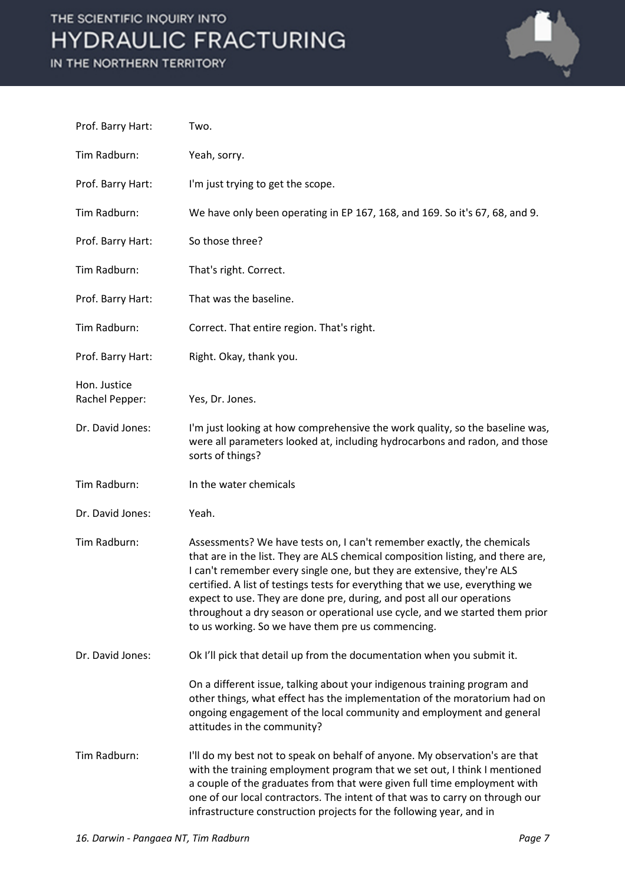Prof. Barry Hart: Two.

Tim Radburn: Yeah, sorry.

Prof. Barry Hart: I'm just trying to get the scope.

Tim Radburn: We have only been operating in EP 167, 168, and 169. So it's 67, 68, and 9.

Prof. Barry Hart: So those three?

Tim Radburn: That's right. Correct.

Prof. Barry Hart: That was the baseline.

Tim Radburn: Correct. That entire region. That's right.

Prof. Barry Hart: Right. Okay, thank you.

Hon. Justice Rachel Pepper: Yes, Dr. Jones.

Dr. David Jones: I'm just looking at how comprehensive the work quality, so the baseline was, were all parameters looked at, including hydrocarbons and radon, and those sorts of things?

Tim Radburn: In the water chemicals

Dr. David Jones: Yeah.

Tim Radburn: Assessments? We have tests on, I can't remember exactly, the chemicals that are in the list. They are ALS chemical composition listing, and there are, I can't remember every single one, but they are extensive, they're ALS certified. A list of testings tests for everything that we use, everything we expect to use. They are done pre, during, and post all our operations throughout a dry season or operational use cycle, and we started them prior to us working. So we have them pre us commencing.

Dr. David Jones: Ok I'll pick that detail up from the documentation when you submit it.

On a different issue, talking about your indigenous training program and other things, what effect has the implementation of the moratorium had on ongoing engagement of the local community and employment and general attitudes in the community?

Tim Radburn: I'll do my best not to speak on behalf of anyone. My observation's are that with the training employment program that we set out, I think I mentioned a couple of the graduates from that were given full time employment with one of our local contractors. The intent of that was to carry on through our infrastructure construction projects for the following year, and in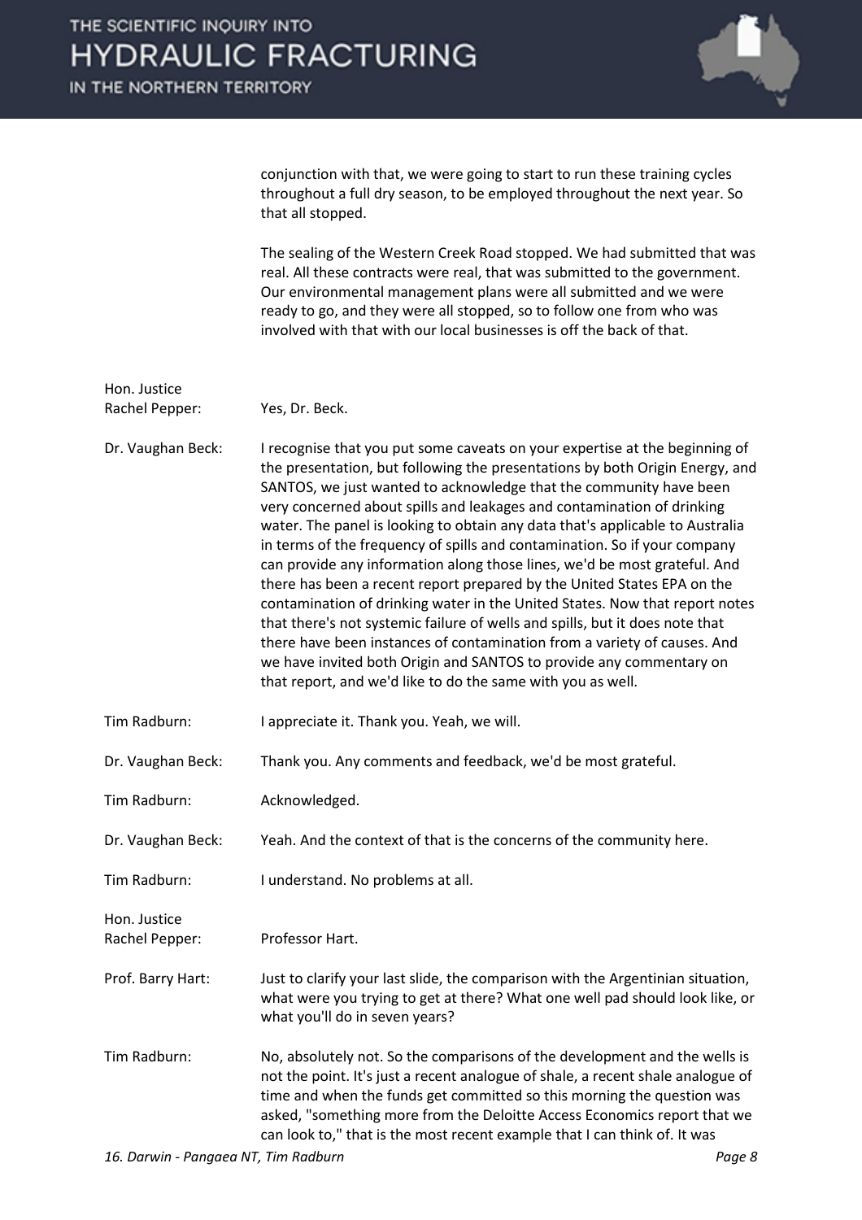conjunction with that, we were going to start to run these training cycles throughout a full dry season, to be employed throughout the next year. So that all stopped.

The sealing of the Western Creek Road stopped. We had submitted that was real. All these contracts were real, that was submitted to the government. Our environmental management plans were all submitted and we were ready to go, and they were all stopped, so to follow one from who was involved with that with our local businesses is off the back of that.

**Hon. Justice Rachel Pepper:** Yes, Dr. Beck.

**Dr. Vaughan Beck:** I recognise that you put some caveats on your expertise at the beginning of the presentation, but following the presentations by both Origin Energy, and SANTOS, we just wanted to acknowledge that the community have been very concerned about spills and leakages and contamination of drinking water. The panel is looking to obtain any data that's applicable to Australia in terms of the frequency of spills and contamination. So if your company can provide any information along those lines, we'd be most grateful. And there has been a recent report prepared by the United States EPA on the contamination of drinking water in the United States. Now that report notes that there's not systemic failure of wells and spills, but it does note that there have been instances of contamination from a variety of causes. And we have invited both Origin and SANTOS to provide any commentary on that report, and we'd like to do the same with you as well.

**Tim Radburn:** I appreciate it. Thank you. Yeah, we will.

**Dr. Vaughan Beck:** Thank you. Any comments and feedback, we'd be most grateful.

**Tim Radburn:** Acknowledged.

**Dr. Vaughan Beck:** Yeah. And the context of that is the concerns of the community here.

**Tim Radburn:** I understand. No problems at all.

**Hon. Justice Rachel Pepper:** Professor Hart.

**Prof. Barry Hart:** Just to clarify your last slide, the comparison with the Argentinian situation, what were you trying to get at there? What one well pad should look like, or what you'll do in seven years?

**Tim Radburn:** No, absolutely not. So the comparisons of the development and the wells is not the point. It's just a recent analogue of shale, a recent shale analogue of time and when the funds get committed so this morning the question was asked, "something more from the Deloitte Access Economics report that we can look to," that is the most recent example that I can think of. It was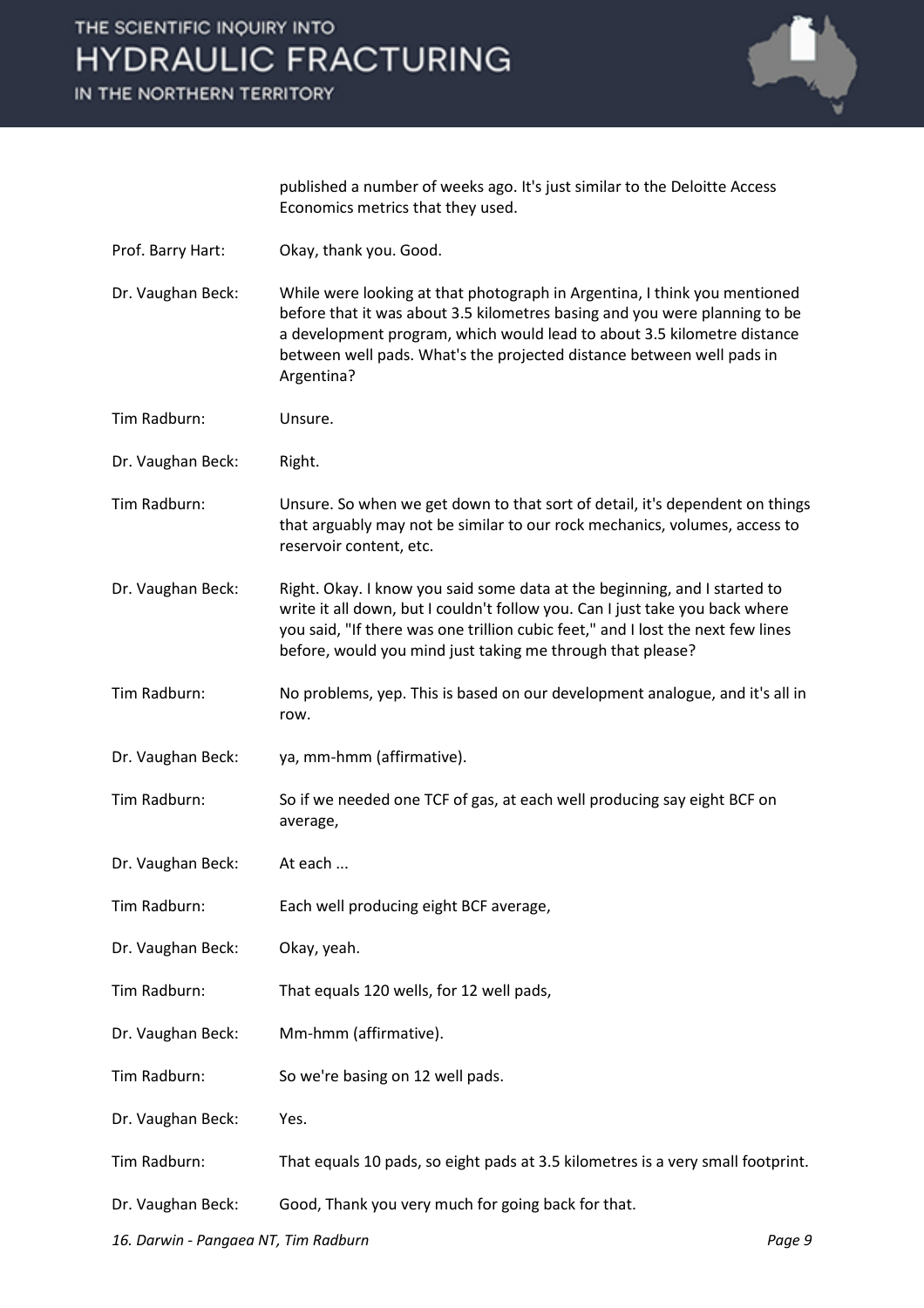published a number of weeks ago. It's just similar to the Deloitte Access Economics metrics that they used.

Prof. Barry Hart: Okay, thank you. Good.

Dr. Vaughan Beck: While were looking at that photograph in Argentina, I think you mentioned before that it was about 3.5 kilometres basing and you were planning to be a development program, which would lead to about 3.5 kilometre distance between well pads. What's the projected distance between well pads in Argentina?

Tim Radburn: Unsure.

Dr. Vaughan Beck: Right.

Tim Radburn: Unsure. So when we get down to that sort of detail, it's dependent on things that arguably may not be similar to our rock mechanics, volumes, access to reservoir content, etc.

Dr. Vaughan Beck: Right. Okay. I know you said some data at the beginning, and I started to write it all down, but I couldn't follow you. Can I just take you back where you said, "If there was one trillion cubic feet," and I lost the next few lines before, would you mind just taking me through that please?

Tim Radburn: No problems, yep. This is based on our development analogue, and it's all in row.

Dr. Vaughan Beck: ya, mm-hmm (affirmative).

Tim Radburn: So if we needed one TCF of gas, at each well producing say eight BCF on average,

Dr. Vaughan Beck: At each ...

Tim Radburn: Each well producing eight BCF average,

Dr. Vaughan Beck: Okay, yeah.

Tim Radburn: That equals 120 wells, for 12 well pads,

Dr. Vaughan Beck: Mm-hmm (affirmative).

Tim Radburn: So we're basing on 12 well pads.

Dr. Vaughan Beck: Yes.

Tim Radburn: That equals 10 pads, so eight pads at 3.5 kilometres is a very small footprint.

Dr. Vaughan Beck: Good, Thank you very much for going back for that.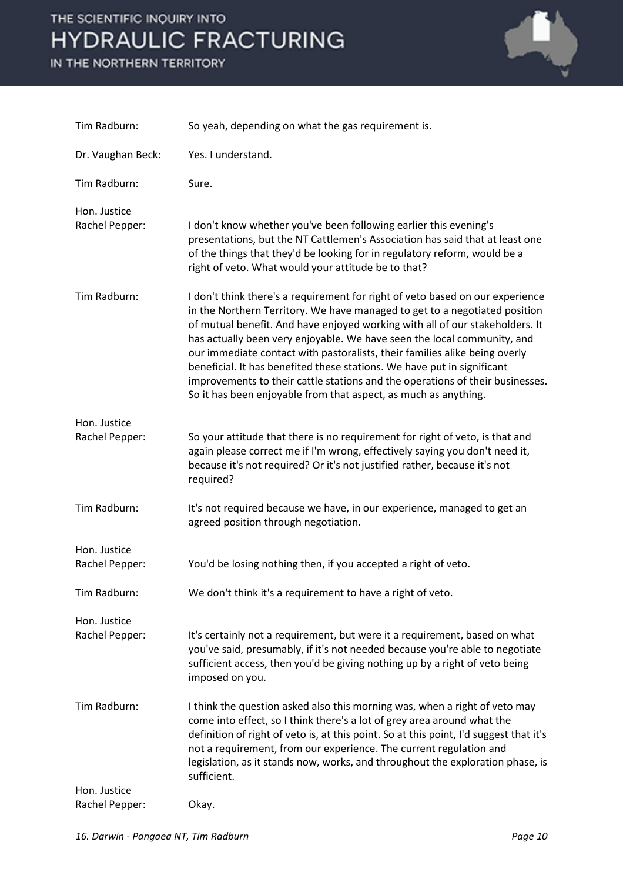Tim Radburn: So yeah, depending on what the gas requirement is.

Dr. Vaughan Beck: Yes. I understand.

Tim Radburn: Sure.

Hon. Justice Rachel Pepper: I don't know whether you've been following earlier this evening's presentations, but the NT Cattlemen's Association has said that at least one of the things that they'd be looking for in regulatory reform, would be a right of veto. What would your attitude be to that?

Tim Radburn: I don't think there's a requirement for right of veto based on our experience in the Northern Territory. We have managed to get to a negotiated position of mutual benefit. And have enjoyed working with all of our stakeholders. It has actually been very enjoyable. We have seen the local community, and our immediate contact with pastoralists, their families alike being overly beneficial. It has benefited these stations. We have put in significant improvements to their cattle stations and the operations of their businesses. So it has been enjoyable from that aspect, as much as anything.

Hon. Justice Rachel Pepper: So your attitude that there is no requirement for right of veto, is that and again please correct me if I'm wrong, effectively saying you don't need it, because it's not required? Or it's not justified rather, because it's not required?

Tim Radburn: It's not required because we have, in our experience, managed to get an agreed position through negotiation.

Hon. Justice Rachel Pepper: You'd be losing nothing then, if you accepted a right of veto.

Tim Radburn: We don't think it's a requirement to have a right of veto.

Hon. Justice Rachel Pepper: It's certainly not a requirement, but were it a requirement, based on what you've said, presumably, if it's not needed because you're able to negotiate sufficient access, then you'd be giving nothing up by a right of veto being imposed on you.

Tim Radburn: I think the question asked also this morning was, when a right of veto may come into effect, so I think there's a lot of grey area around what the definition of right of veto is, at this point. So at this point, I'd suggest that it's not a requirement, from our experience. The current regulation and legislation, as it stands now, works, and throughout the exploration phase, is sufficient.

Hon. Justice Rachel Pepper: Okay.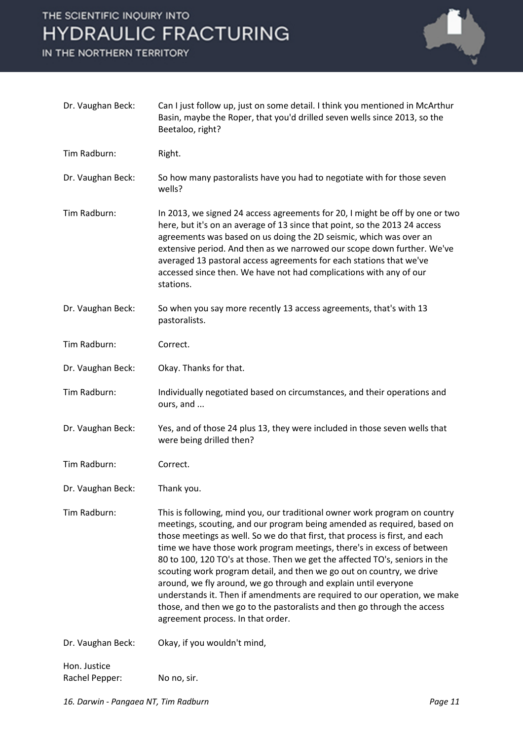Dr. Vaughan Beck: Can I just follow up, just on some detail. I think you mentioned in McArthur Basin, maybe the Roper, that you'd drilled seven wells since 2013, so the Beetaloo, right?

Tim Radburn: Right.

Dr. Vaughan Beck: So how many pastoralists have you had to negotiate with for those seven wells?

Tim Radburn: In 2013, we signed 24 access agreements for 20, I might be off by one or two here, but it's on an average of 13 since that point, so the 2013 24 access agreements was based on us doing the 2D seismic, which was over an extensive period. And then as we narrowed our scope down further. We've averaged 13 pastoral access agreements for each stations that we've accessed since then. We have not had complications with any of our stations.

Dr. Vaughan Beck: So when you say more recently 13 access agreements, that's with 13 pastoralists.

Tim Radburn: Correct.

Dr. Vaughan Beck: Okay. Thanks for that.

Tim Radburn: Individually negotiated based on circumstances, and their operations and ours, and ...

Dr. Vaughan Beck: Yes, and of those 24 plus 13, they were included in those seven wells that were being drilled then?

Tim Radburn: Correct.

Dr. Vaughan Beck: Thank you.

Tim Radburn: This is following, mind you, our traditional owner work program on country meetings, scouting, and our program being amended as required, based on those meetings as well. So we do that first, that process is first, and each time we have those work program meetings, there's in excess of between 80 to 100, 120 TO's at those. Then we get the affected TO's, seniors in the scouting work program detail, and then we go out on country, we drive around, we fly around, we go through and explain until everyone understands it. Then if amendments are required to our operation, we make those, and then we go to the pastoralists and then go through the access agreement process. In that order.

Dr. Vaughan Beck: Okay, if you wouldn't mind,

Hon. Justice Rachel Pepper: No no, sir.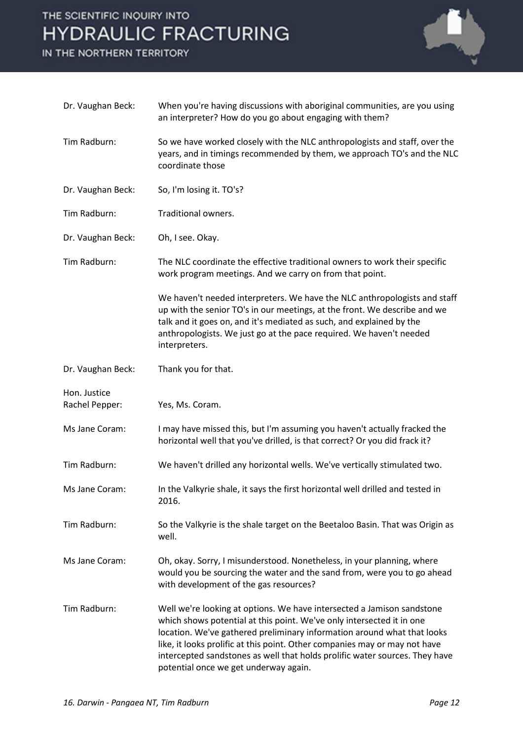Dr. Vaughan Beck: When you're having discussions with aboriginal communities, are you using an interpreter? How do you go about engaging with them?

Tim Radburn: So we have worked closely with the NLC anthropologists and staff, over the years, and in timings recommended by them, we approach TO's and the NLC coordinate those

Dr. Vaughan Beck: So, I'm losing it. TO's?

Tim Radburn: Traditional owners.

Dr. Vaughan Beck: Oh, I see. Okay.

Tim Radburn: The NLC coordinate the effective traditional owners to work their specific work program meetings. And we carry on from that point.

We haven't needed interpreters. We have the NLC anthropologists and staff up with the senior TO's in our meetings, at the front. We describe and we talk and it goes on, and it's mediated as such, and explained by the anthropologists. We just go at the pace required. We haven't needed interpreters.

Dr. Vaughan Beck: Thank you for that.

Hon. Justice Rachel Pepper: Yes, Ms. Coram.

Ms Jane Coram: I may have missed this, but I'm assuming you haven't actually fracked the horizontal well that you've drilled, is that correct? Or you did frack it?

Tim Radburn: We haven't drilled any horizontal wells. We've vertically stimulated two.

Ms Jane Coram: In the Valkyrie shale, it says the first horizontal well drilled and tested in 2016.

Tim Radburn: So the Valkyrie is the shale target on the Beetaloo Basin. That was Origin as well.

Ms Jane Coram: Oh, okay. Sorry, I misunderstood. Nonetheless, in your planning, where would you be sourcing the water and the sand from, were you to go ahead with development of the gas resources?

Tim Radburn: Well we're looking at options. We have intersected a Jamison sandstone which shows potential at this point. We've only intersected it in one location. We've gathered preliminary information around what that looks like, it looks prolific at this point. Other companies may or may not have intercepted sandstones as well that holds prolific water sources. They have potential once we get underway again.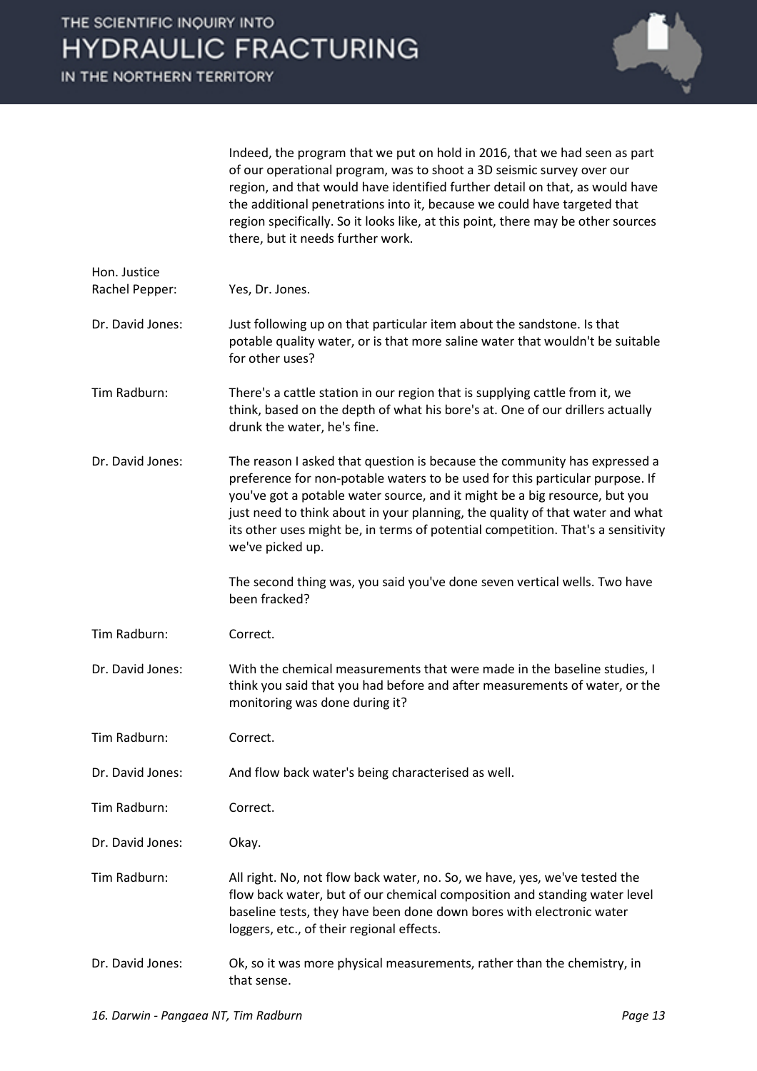Indeed, the program that we put on hold in 2016, that we had seen as part of our operational program, was to shoot a 3D seismic survey over our region, and that would have identified further detail on that, as would have the additional penetrations into it, because we could have targeted that region specifically. So it looks like, at this point, there may be other sources there, but it needs further work.

**Hon. Justice Rachel Pepper:** Yes, Dr. Jones.

**Dr. David Jones:** Just following up on that particular item about the sandstone. Is that potable quality water, or is that more saline water that wouldn't be suitable for other uses?

**Tim Radburn:** There's a cattle station in our region that is supplying cattle from it, we think, based on the depth of what his bore's at. One of our drillers actually drunk the water, he's fine.

**Dr. David Jones:** The reason I asked that question is because the community has expressed a preference for non-potable waters to be used for this particular purpose. If you've got a potable water source, and it might be a big resource, but you just need to think about in your planning, the quality of that water and what its other uses might be, in terms of potential competition. That's a sensitivity we've picked up.

The second thing was, you said you've done seven vertical wells. Two have been fracked?

**Tim Radburn:** Correct.

**Dr. David Jones:** With the chemical measurements that were made in the baseline studies, I think you said that you had before and after measurements of water, or the monitoring was done during it?

**Tim Radburn:** Correct.

**Dr. David Jones:** And flow back water's being characterised as well.

**Tim Radburn:** Correct.

**Dr. David Jones:** Okay.

**Tim Radburn:** All right. No, not flow back water, no. So, we have, yes, we've tested the flow back water, but of our chemical composition and standing water level baseline tests, they have been done down bores with electronic water loggers, etc., of their regional effects.

**Dr. David Jones:** Ok, so it was more physical measurements, rather than the chemistry, in that sense.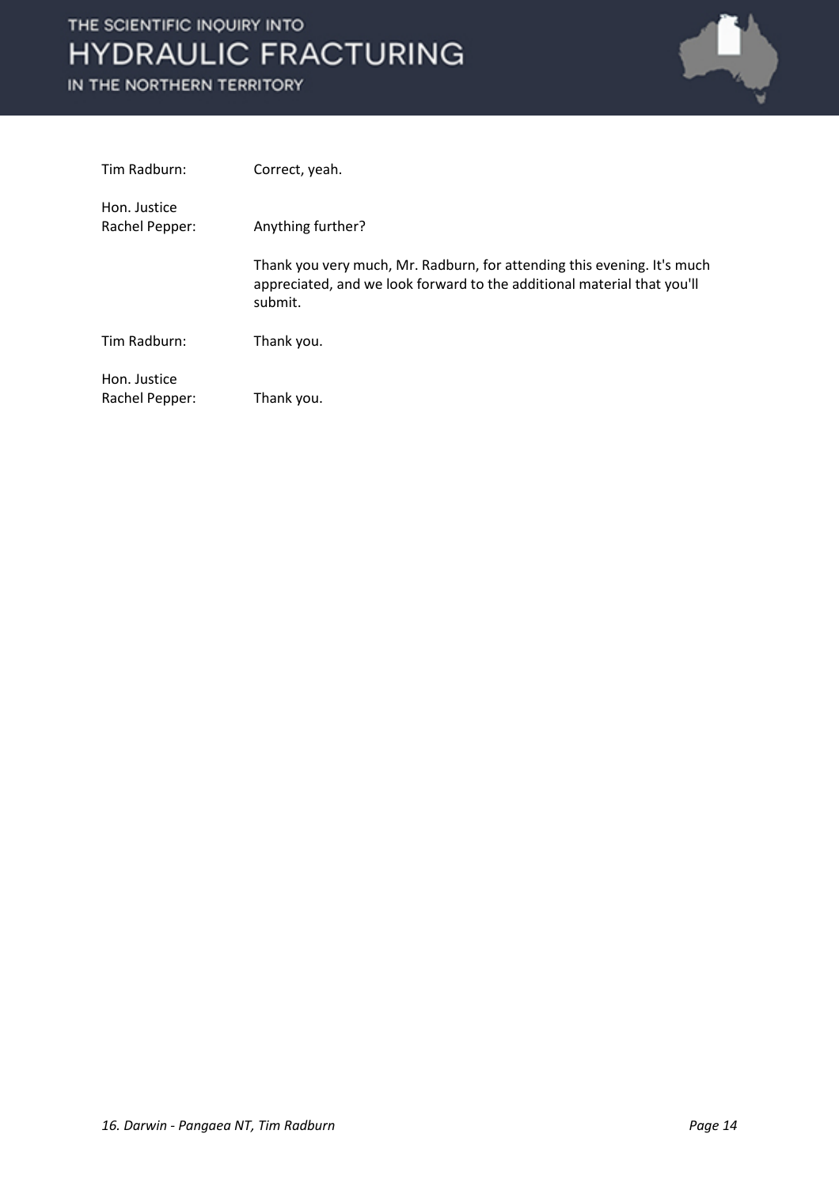Tim Radburn: Correct, yeah.

Hon. Justice Rachel Pepper: Anything further?

Thank you very much, Mr. Radburn, for attending this evening. It's much appreciated, and we look forward to the additional material that you'll submit.

Tim Radburn: Thank you.

Hon. Justice Rachel Pepper: Thank you.